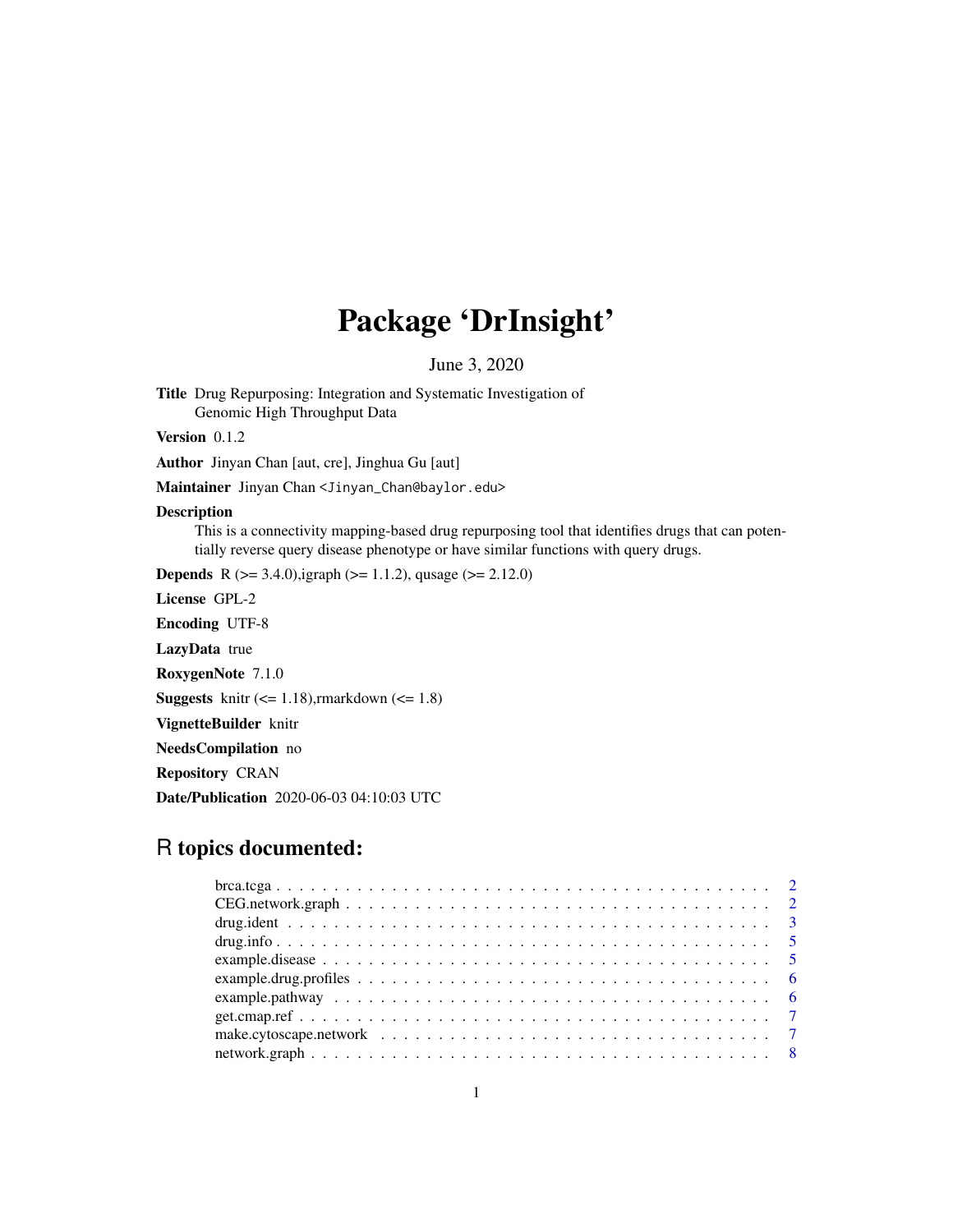# Package 'DrInsight'

June 3, 2020

**Title** Drug Repurposing: Integration and Systematic Investigation of Genomic High Throughput Data

**Version** 0.1.2

**Author** Jinyan Chan [aut, cre], Jinghua Gu [aut]

**Maintainer** Jinyan Chan <Jinyan_Chan@baylor.edu>

**Description**
This is a connectivity mapping-based drug repurposing tool that identifies drugs that can potentially reverse query disease phenotype or have similar functions with query drugs.

**Depends** R (>= 3.4.0),igraph (>= 1.1.2), qusage (>= 2.12.0)

**License** GPL-2

**Encoding** UTF-8

**LazyData** true

**RoxygenNote** 7.1.0

**Suggests** knitr (<= 1.18),rmarkdown (<= 1.8)

**VignetteBuilder** knitr

**NeedsCompilation** no

**Repository** CRAN

**Date/Publication** 2020-06-03 04:10:03 UTC

## R topics documented:

- brca.tcga . . . . . . . . . . . . . . . . . . . . . . . . . . . . . . . . . . . . . . . . 2
- CEG.network.graph . . . . . . . . . . . . . . . . . . . . . . . . . . . . . . . . . . . 2
- drug.ident . . . . . . . . . . . . . . . . . . . . . . . . . . . . . . . . . . . . . . . . 3
- drug.info . . . . . . . . . . . . . . . . . . . . . . . . . . . . . . . . . . . . . . . . 5
- example.disease . . . . . . . . . . . . . . . . . . . . . . . . . . . . . . . . . . . . . 5
- example.drug.profiles . . . . . . . . . . . . . . . . . . . . . . . . . . . . . . . . . . 6
- example.pathway . . . . . . . . . . . . . . . . . . . . . . . . . . . . . . . . . . . . . 6
- get.cmap.ref . . . . . . . . . . . . . . . . . . . . . . . . . . . . . . . . . . . . . . 7
- make.cytoscape.network . . . . . . . . . . . . . . . . . . . . . . . . . . . . . . . . . 7
- network.graph . . . . . . . . . . . . . . . . . . . . . . . . . . . . . . . . . . . . . . 8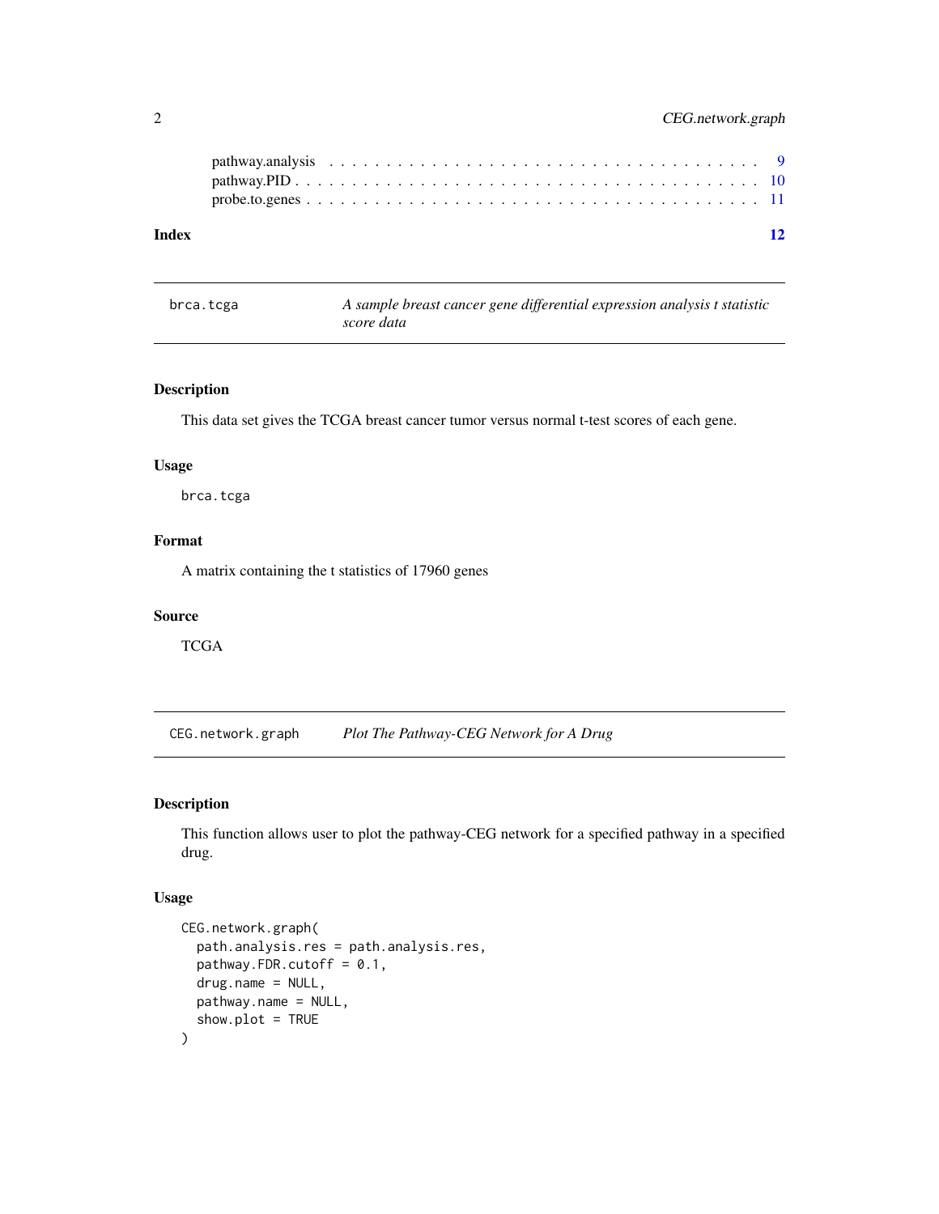pathway.analysis . . . . . . . . . . . . . . . . . . . . . . . . . . . . . . . . . . . 9
pathway.PID . . . . . . . . . . . . . . . . . . . . . . . . . . . . . . . . . . . . . . 10
probe.to.genes . . . . . . . . . . . . . . . . . . . . . . . . . . . . . . . . . . . . 11

**Index** **12**

---

## brca.tcga — *A sample breast cancer gene differential expression analysis t statistic score data*

### Description

This data set gives the TCGA breast cancer tumor versus normal t-test scores of each gene.

### Usage

```
brca.tcga
```

### Format

A matrix containing the t statistics of 17960 genes

### Source

TCGA

---

## CEG.network.graph — *Plot The Pathway-CEG Network for A Drug*

### Description

This function allows user to plot the pathway-CEG network for a specified pathway in a specified drug.

### Usage

```
CEG.network.graph(
  path.analysis.res = path.analysis.res,
  pathway.FDR.cutoff = 0.1,
  drug.name = NULL,
  pathway.name = NULL,
  show.plot = TRUE
)
```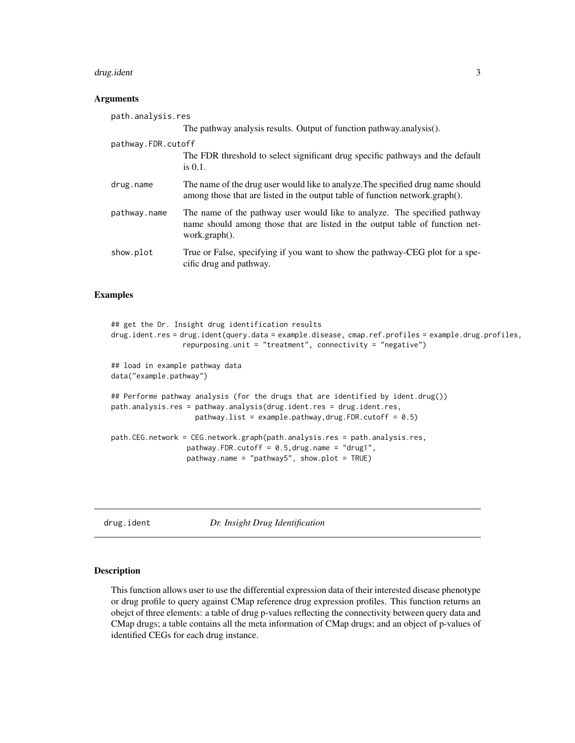### Arguments

`path.analysis.res`
: The pathway analysis results. Output of function pathway.analysis().

`pathway.FDR.cutoff`
: The FDR threshold to select significant drug specific pathways and the default is 0.1.

`drug.name`
: The name of the drug user would like to analyze.The specified drug name should among those that are listed in the output table of function network.graph().

`pathway.name`
: The name of the pathway user would like to analyze. The specified pathway name should among those that are listed in the output table of function network.graph().

`show.plot`
: True or False, specifying if you want to show the pathway-CEG plot for a specific drug and pathway.

### Examples

```
## get the Dr. Insight drug identification results
drug.ident.res = drug.ident(query.data = example.disease, cmap.ref.profiles = example.drug.profiles,
                repurposing.unit = "treatment", connectivity = "negative")

## load in example pathway data
data("example.pathway")

## Performe pathway analysis (for the drugs that are identified by ident.drug())
path.analysis.res = pathway.analysis(drug.ident.res = drug.ident.res,
                    pathway.list = example.pathway,drug.FDR.cutoff = 0.5)

path.CEG.network = CEG.network.graph(path.analysis.res = path.analysis.res,
                  pathway.FDR.cutoff = 0.5,drug.name = "drug1",
                  pathway.name = "pathway5", show.plot = TRUE)
```

---

## drug.ident — *Dr. Insight Drug Identification*

### Description

This function allows user to use the differential expression data of their interested disease phenotype or drug profile to query against CMap reference drug expression profiles. This function returns an obejct of three elements: a table of drug p-values reflecting the connectivity between query data and CMap drugs; a table contains all the meta information of CMap drugs; and an object of p-values of identified CEGs for each drug instance.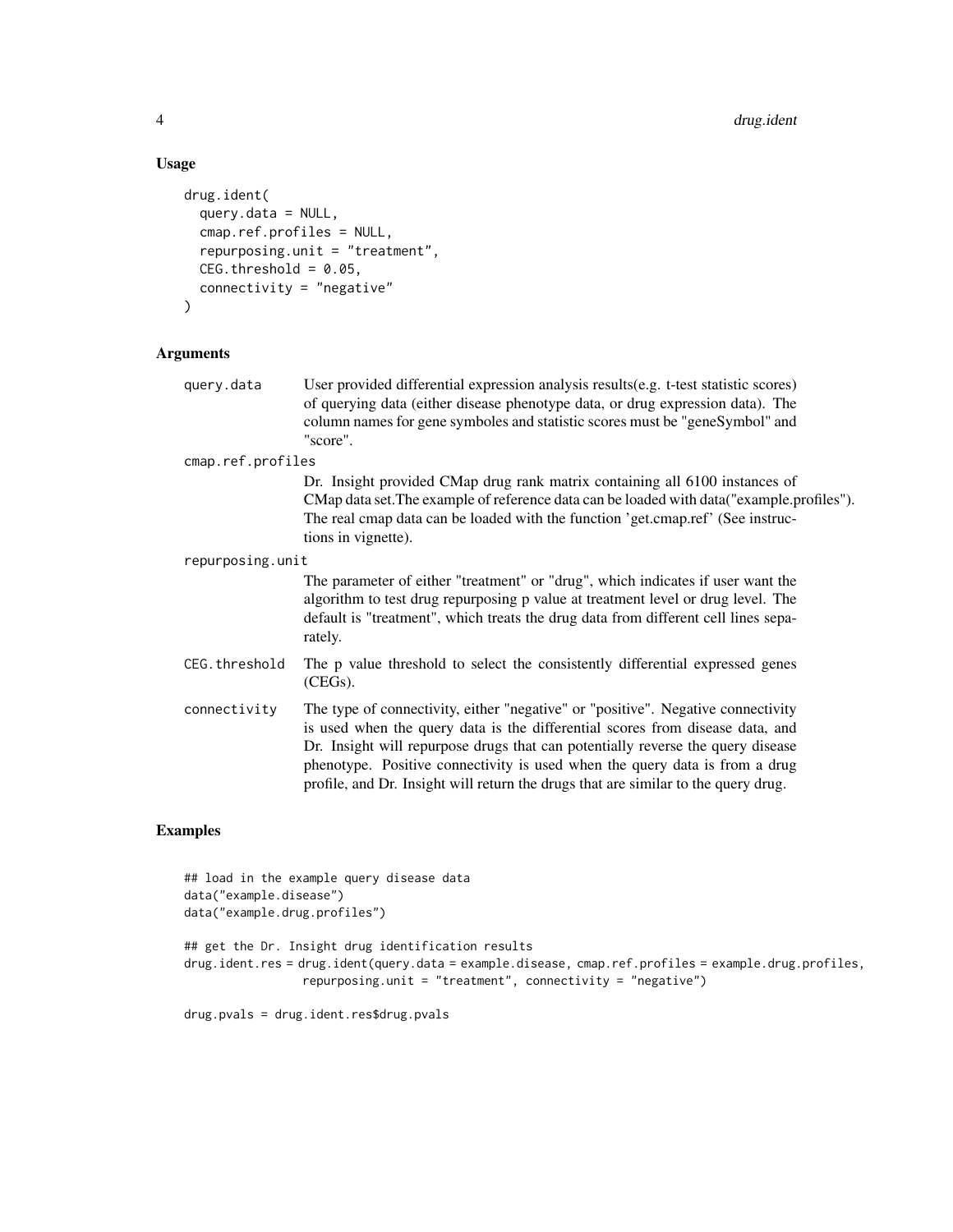## Usage

```
drug.ident(
  query.data = NULL,
  cmap.ref.profiles = NULL,
  repurposing.unit = "treatment",
  CEG.threshold = 0.05,
  connectivity = "negative"
)
```

## Arguments

| Argument | Description |
|---|---|
| `query.data` | User provided differential expression analysis results(e.g. t-test statistic scores) of querying data (either disease phenotype data, or drug expression data). The column names for gene symboles and statistic scores must be "geneSymbol" and "score". |
| `cmap.ref.profiles` | Dr. Insight provided CMap drug rank matrix containing all 6100 instances of CMap data set.The example of reference data can be loaded with data("example.profiles"). The real cmap data can be loaded with the function 'get.cmap.ref' (See instructions in vignette). |
| `repurposing.unit` | The parameter of either "treatment" or "drug", which indicates if user want the algorithm to test drug repurposing p value at treatment level or drug level. The default is "treatment", which treats the drug data from different cell lines separately. |
| `CEG.threshold` | The p value threshold to select the consistently differential expressed genes (CEGs). |
| `connectivity` | The type of connectivity, either "negative" or "positive". Negative connectivity is used when the query data is the differential scores from disease data, and Dr. Insight will repurpose drugs that can potentially reverse the query disease phenotype. Positive connectivity is used when the query data is from a drug profile, and Dr. Insight will return the drugs that are similar to the query drug. |

## Examples

```
## load in the example query disease data
data("example.disease")
data("example.drug.profiles")

## get the Dr. Insight drug identification results
drug.ident.res = drug.ident(query.data = example.disease, cmap.ref.profiles = example.drug.profiles,
                repurposing.unit = "treatment", connectivity = "negative")

drug.pvals = drug.ident.res$drug.pvals
```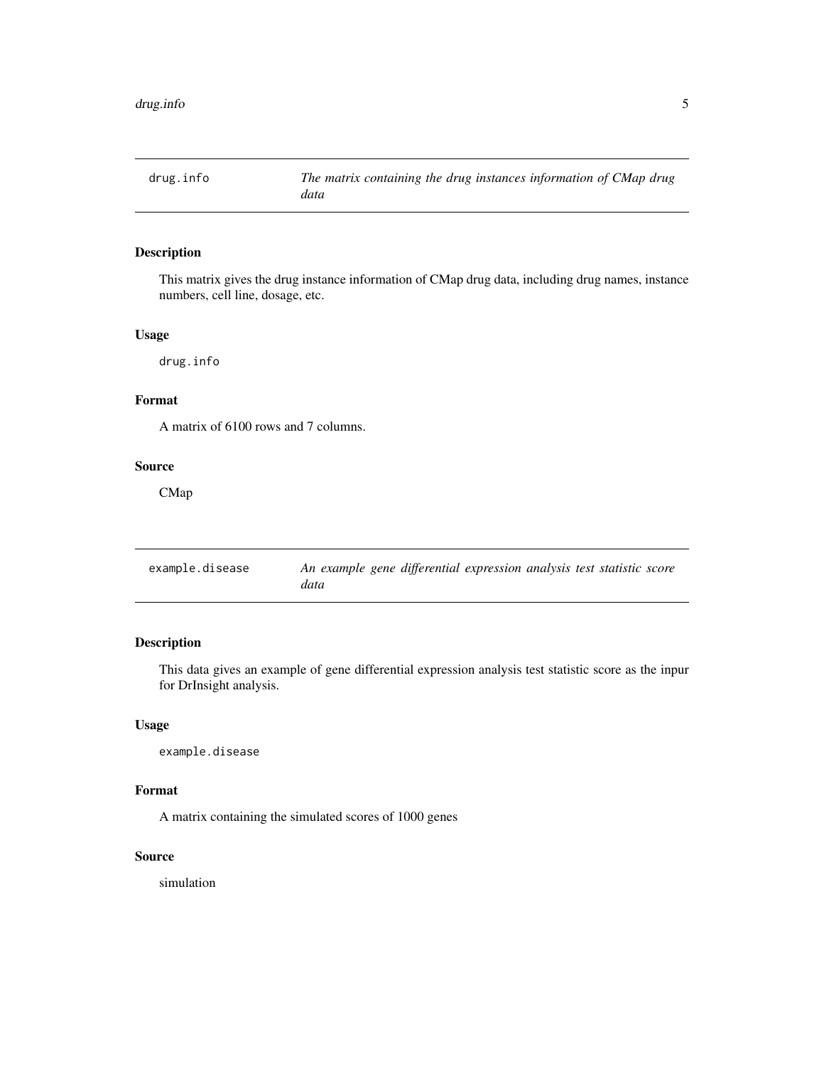## drug.info — *The matrix containing the drug instances information of CMap drug data*

### Description

This matrix gives the drug instance information of CMap drug data, including drug names, instance numbers, cell line, dosage, etc.

### Usage

```
drug.info
```

### Format

A matrix of 6100 rows and 7 columns.

### Source

CMap

## example.disease — *An example gene differential expression analysis test statistic score data*

### Description

This data gives an example of gene differential expression analysis test statistic score as the inpur for DrInsight analysis.

### Usage

```
example.disease
```

### Format

A matrix containing the simulated scores of 1000 genes

### Source

simulation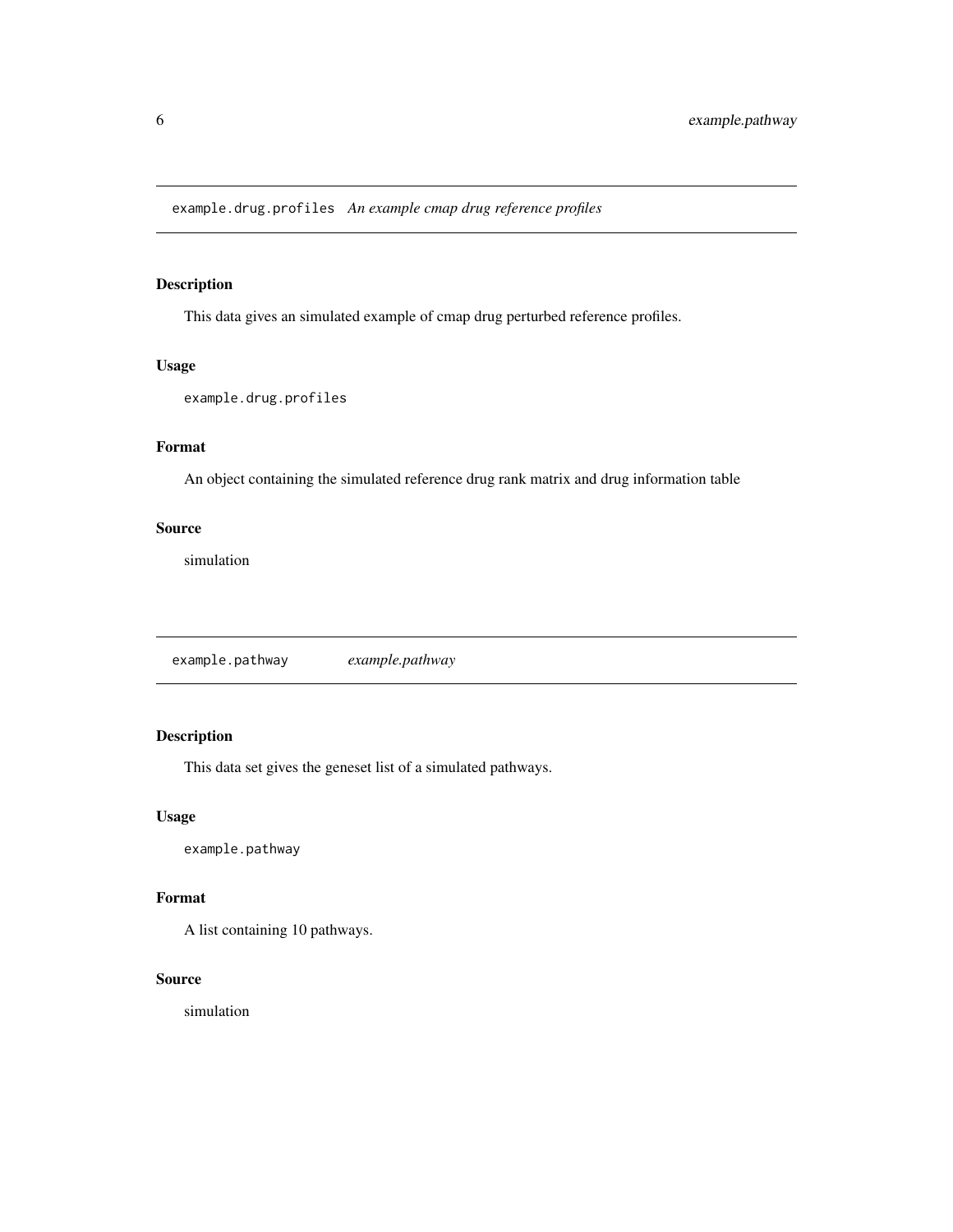## example.drug.profiles *An example cmap drug reference profiles*

### Description

This data gives an simulated example of cmap drug perturbed reference profiles.

### Usage

```
example.drug.profiles
```

### Format

An object containing the simulated reference drug rank matrix and drug information table

### Source

simulation

## example.pathway *example.pathway*

### Description

This data set gives the geneset list of a simulated pathways.

### Usage

```
example.pathway
```

### Format

A list containing 10 pathways.

### Source

simulation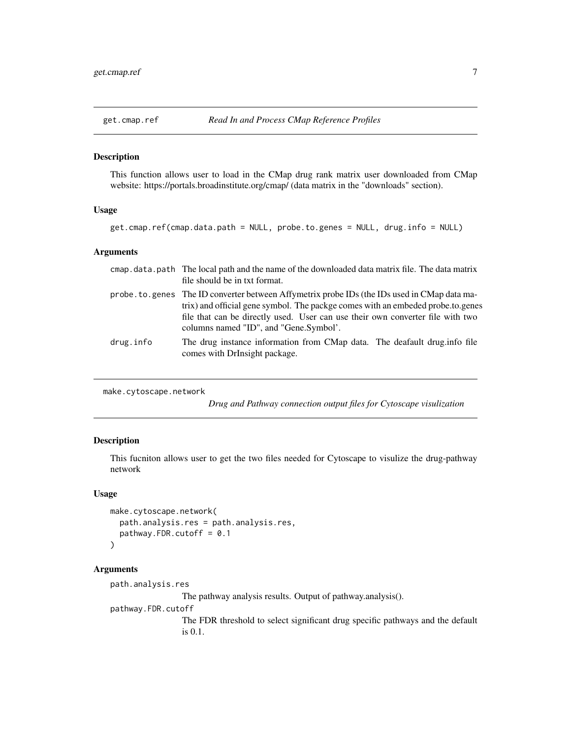## get.cmap.ref *Read In and Process CMap Reference Profiles*

### Description

This function allows user to load in the CMap drug rank matrix user downloaded from CMap website: https://portals.broadinstitute.org/cmap/ (data matrix in the "downloads" section).

### Usage

```
get.cmap.ref(cmap.data.path = NULL, probe.to.genes = NULL, drug.info = NULL)
```

### Arguments

| | |
|---|---|
| `cmap.data.path` | The local path and the name of the downloaded data matrix file. The data matrix file should be in txt format. |
| `probe.to.genes` | The ID converter between Affymetrix probe IDs (the IDs used in CMap data matrix) and official gene symbol. The packge comes with an embeded probe.to.genes file that can be directly used. User can use their own converter file with two columns named "ID", and "Gene.Symbol'. |
| `drug.info` | The drug instance information from CMap data. The deafault drug.info file comes with DrInsight package. |

## make.cytoscape.network *Drug and Pathway connection output files for Cytoscape visulization*

### Description

This fucniton allows user to get the two files needed for Cytoscape to visulize the drug-pathway network

### Usage

```
make.cytoscape.network(
  path.analysis.res = path.analysis.res,
  pathway.FDR.cutoff = 0.1
)
```

### Arguments

| | |
|---|---|
| `path.analysis.res` | The pathway analysis results. Output of pathway.analysis(). |
| `pathway.FDR.cutoff` | The FDR threshold to select significant drug specific pathways and the default is 0.1. |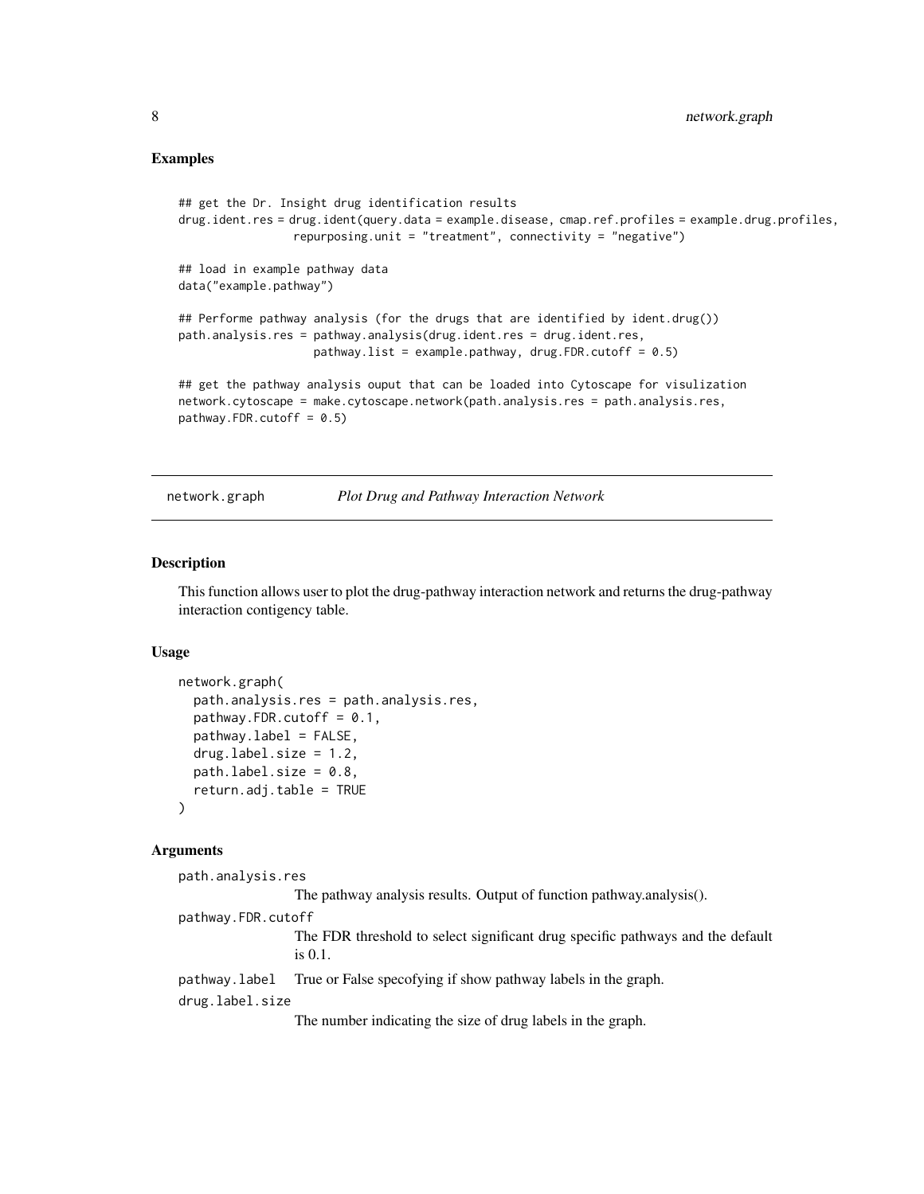## Examples

```
## get the Dr. Insight drug identification results
drug.ident.res = drug.ident(query.data = example.disease, cmap.ref.profiles = example.drug.profiles,
                repurposing.unit = "treatment", connectivity = "negative")

## load in example pathway data
data("example.pathway")

## Performe pathway analysis (for the drugs that are identified by ident.drug())
path.analysis.res = pathway.analysis(drug.ident.res = drug.ident.res,
                   pathway.list = example.pathway, drug.FDR.cutoff = 0.5)

## get the pathway analysis ouput that can be loaded into Cytoscape for visulization
network.cytoscape = make.cytoscape.network(path.analysis.res = path.analysis.res,
pathway.FDR.cutoff = 0.5)
```

---

`network.graph` *Plot Drug and Pathway Interaction Network*

---

## Description

This function allows user to plot the drug-pathway interaction network and returns the drug-pathway interaction contigency table.

## Usage

```
network.graph(
  path.analysis.res = path.analysis.res,
  pathway.FDR.cutoff = 0.1,
  pathway.label = FALSE,
  drug.label.size = 1.2,
  path.label.size = 0.8,
  return.adj.table = TRUE
)
```

## Arguments

`path.analysis.res`
: The pathway analysis results. Output of function pathway.analysis().

`pathway.FDR.cutoff`
: The FDR threshold to select significant drug specific pathways and the default is 0.1.

`pathway.label`
: True or False specofying if show pathway labels in the graph.

`drug.label.size`
: The number indicating the size of drug labels in the graph.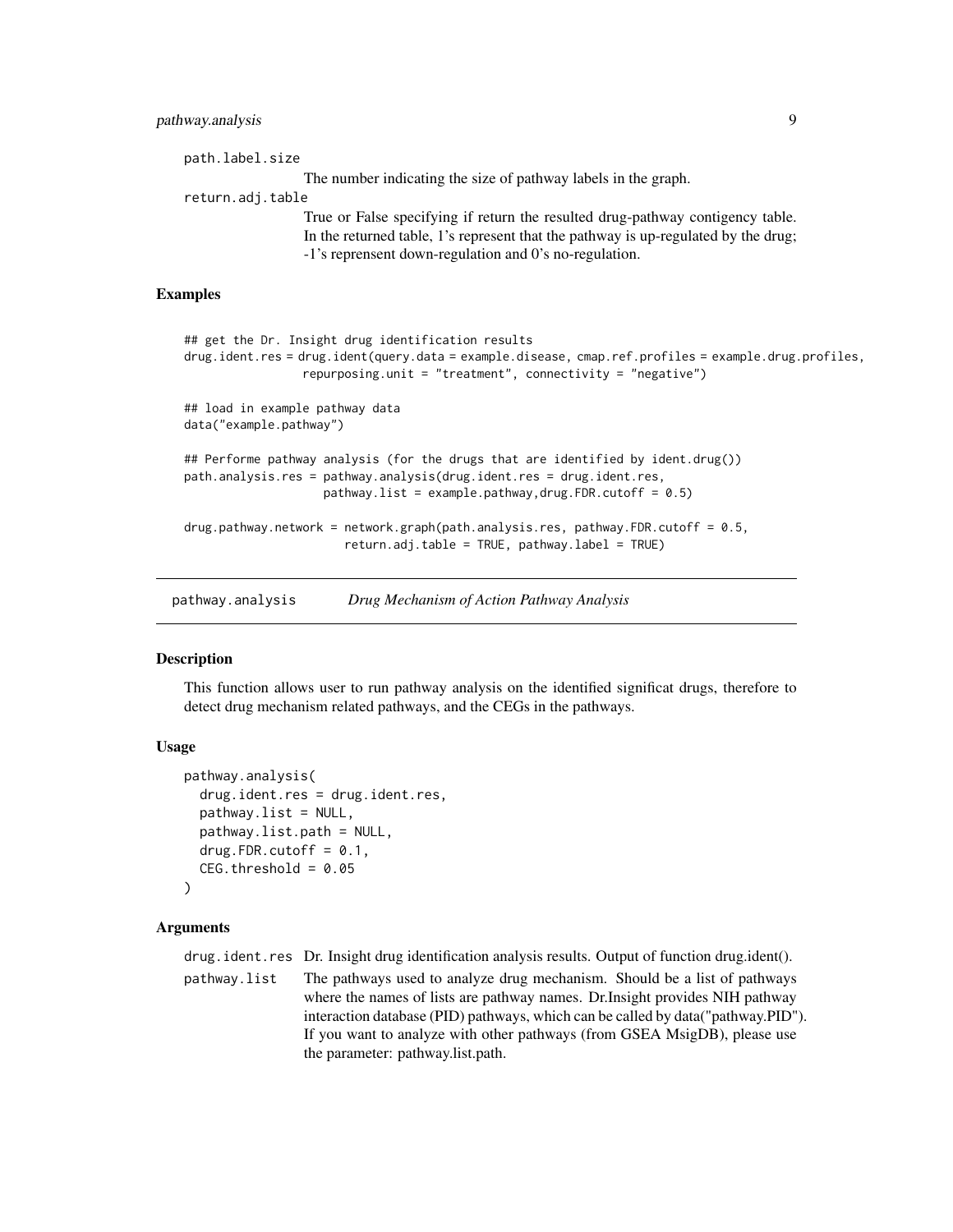path.label.size
: The number indicating the size of pathway labels in the graph.

return.adj.table
: True or False specifying if return the resulted drug-pathway contigency table. In the returned table, 1's represent that the pathway is up-regulated by the drug; -1's reprensent down-regulation and 0's no-regulation.

### Examples

```
## get the Dr. Insight drug identification results
drug.ident.res = drug.ident(query.data = example.disease, cmap.ref.profiles = example.drug.profiles,
                repurposing.unit = "treatment", connectivity = "negative")

## load in example pathway data
data("example.pathway")

## Performe pathway analysis (for the drugs that are identified by ident.drug())
path.analysis.res = pathway.analysis(drug.ident.res = drug.ident.res,
                    pathway.list = example.pathway,drug.FDR.cutoff = 0.5)

drug.pathway.network = network.graph(path.analysis.res, pathway.FDR.cutoff = 0.5,
                        return.adj.table = TRUE, pathway.label = TRUE)
```

## pathway.analysis — *Drug Mechanism of Action Pathway Analysis*

### Description

This function allows user to run pathway analysis on the identified significat drugs, therefore to detect drug mechanism related pathways, and the CEGs in the pathways.

### Usage

```
pathway.analysis(
  drug.ident.res = drug.ident.res,
  pathway.list = NULL,
  pathway.list.path = NULL,
  drug.FDR.cutoff = 0.1,
  CEG.threshold = 0.05
)
```

### Arguments

drug.ident.res
: Dr. Insight drug identification analysis results. Output of function drug.ident().

pathway.list
: The pathways used to analyze drug mechanism. Should be a list of pathways where the names of lists are pathway names. Dr.Insight provides NIH pathway interaction database (PID) pathways, which can be called by data("pathway.PID"). If you want to analyze with other pathways (from GSEA MsigDB), please use the parameter: pathway.list.path.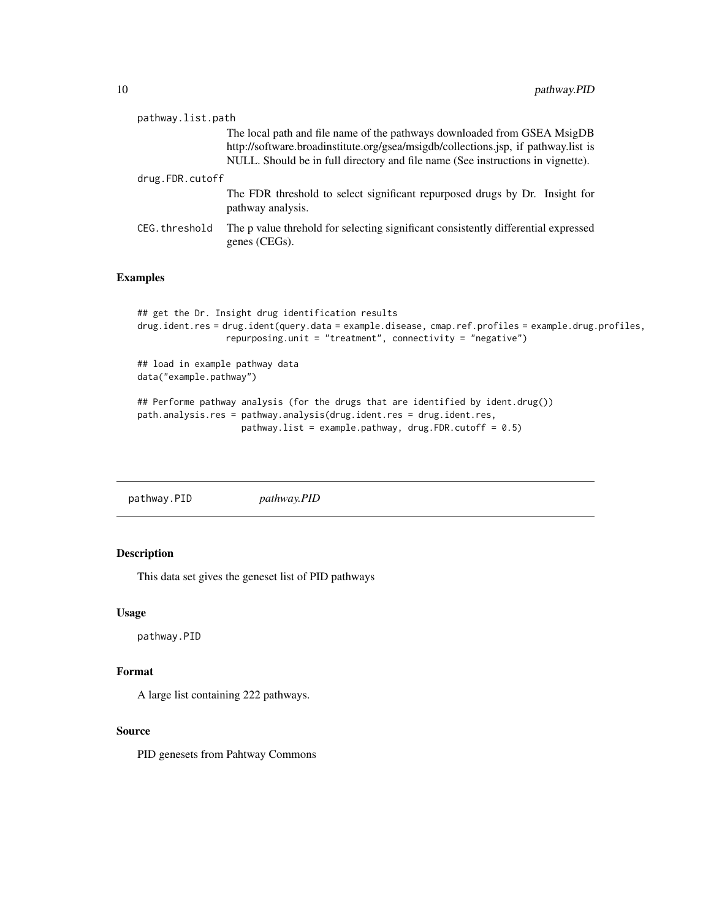pathway.list.path
: The local path and file name of the pathways downloaded from GSEA MsigDB http://software.broadinstitute.org/gsea/msigdb/collections.jsp, if pathway.list is NULL. Should be in full directory and file name (See instructions in vignette).

drug.FDR.cutoff
: The FDR threshold to select significant repurposed drugs by Dr. Insight for pathway analysis.

CEG.threshold
: The p value threhold for selecting significant consistently differential expressed genes (CEGs).

## Examples

```
## get the Dr. Insight drug identification results
drug.ident.res = drug.ident(query.data = example.disease, cmap.ref.profiles = example.drug.profiles,
                 repurposing.unit = "treatment", connectivity = "negative")

## load in example pathway data
data("example.pathway")

## Performe pathway analysis (for the drugs that are identified by ident.drug())
path.analysis.res = pathway.analysis(drug.ident.res = drug.ident.res,
                    pathway.list = example.pathway, drug.FDR.cutoff = 0.5)
```

---

# pathway.PID *pathway.PID*

## Description

This data set gives the geneset list of PID pathways

## Usage

```
pathway.PID
```

## Format

A large list containing 222 pathways.

## Source

PID genesets from Pahtway Commons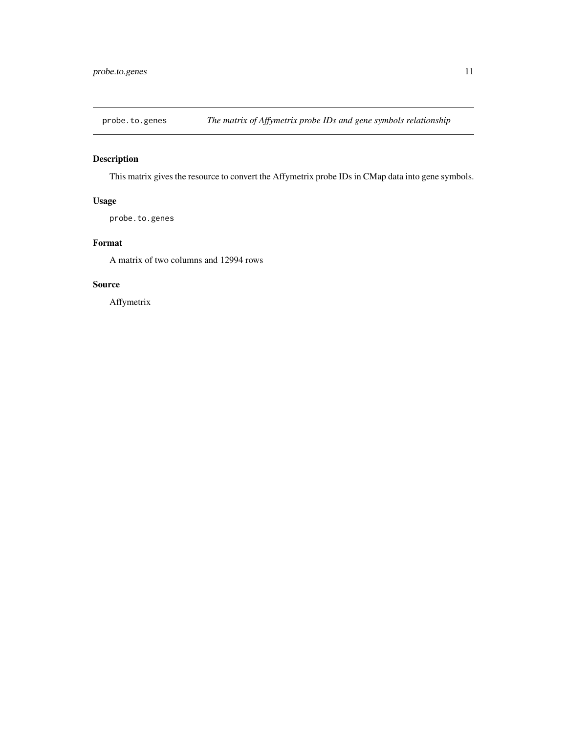## probe.to.genes — *The matrix of Affymetrix probe IDs and gene symbols relationship*

### Description

This matrix gives the resource to convert the Affymetrix probe IDs in CMap data into gene symbols.

### Usage

```
probe.to.genes
```

### Format

A matrix of two columns and 12994 rows

### Source

Affymetrix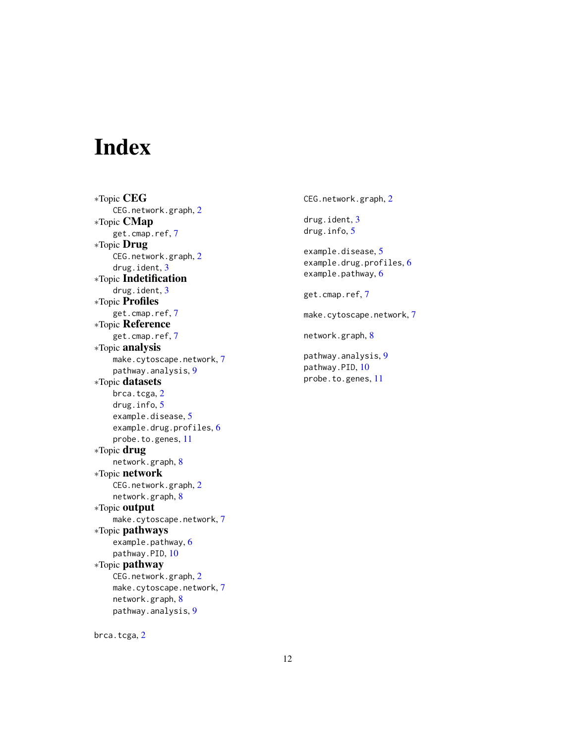# Index

*Topic **CEG**
  CEG.network.graph, 2
*Topic **CMap**
  get.cmap.ref, 7
*Topic **Drug**
  CEG.network.graph, 2
  drug.ident, 3
*Topic **Indetification**
  drug.ident, 3
*Topic **Profiles**
  get.cmap.ref, 7
*Topic **Reference**
  get.cmap.ref, 7
*Topic **analysis**
  make.cytoscape.network, 7
  pathway.analysis, 9
*Topic **datasets**
  brca.tcga, 2
  drug.info, 5
  example.disease, 5
  example.drug.profiles, 6
  probe.to.genes, 11
*Topic **drug**
  network.graph, 8
*Topic **network**
  CEG.network.graph, 2
  network.graph, 8
*Topic **output**
  make.cytoscape.network, 7
*Topic **pathways**
  example.pathway, 6
  pathway.PID, 10
*Topic **pathway**
  CEG.network.graph, 2
  make.cytoscape.network, 7
  network.graph, 8
  pathway.analysis, 9

brca.tcga, 2

CEG.network.graph, 2

drug.ident, 3
drug.info, 5

example.disease, 5
example.drug.profiles, 6
example.pathway, 6

get.cmap.ref, 7

make.cytoscape.network, 7

network.graph, 8

pathway.analysis, 9
pathway.PID, 10
probe.to.genes, 11